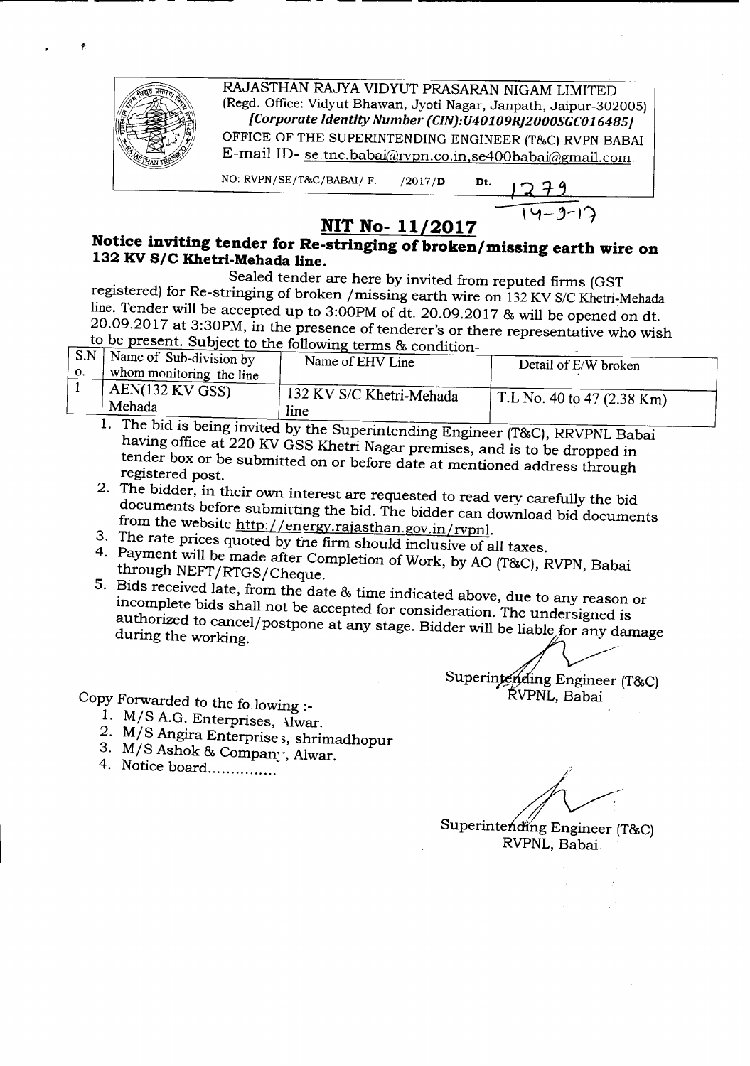RAJASTHAN RAJYA VIDYUT PRASARAN NIGAM LIMITED
(Regd. Office: Vidyut Bhawan, Jyoti Nagar, Janpath, Jaipur-302005)
*[Corporate Identity Number (CIN):U40109RJ2000SGC016485]*
OFFICE OF THE SUPERINTENDING ENGINEER (T&C) RVPN BABAI
E-mail ID- se.tnc.babai@rvpn.co.in,se400babai@gmail.com

NO: RVPN/SE/T&C/BABAI/ F. /2017/D Dt. 1279
14-9-17

## NIT No- 11/2017

**Notice inviting tender for Re-stringing of broken/missing earth wire on 132 KV S/C Khetri-Mehada line.**

Sealed tender are here by invited from reputed firms (GST registered) for Re-stringing of broken /missing earth wire on 132 KV S/C Khetri-Mehada line. Tender will be accepted up to 3:00PM of dt. 20.09.2017 & will be opened on dt. 20.09.2017 at 3:30PM, in the presence of tenderer's or there representative who wish to be present. Subject to the following terms & condition-

| S.No. | Name of Sub-division by whom monitoring the line | Name of EHV Line | Detail of E/W broken |
|---|---|---|---|
| 1 | AEN(132 KV GSS) Mehada | 132 KV S/C Khetri-Mehada line | T.L No. 40 to 47 (2.38 Km) |

1. The bid is being invited by the Superintending Engineer (T&C), RRVPNL Babai having office at 220 KV GSS Khetri Nagar premises, and is to be dropped in tender box or be submitted on or before date at mentioned address through registered post.
2. The bidder, in their own interest are requested to read very carefully the bid documents before submitting the bid. The bidder can download bid documents from the website http://energy.rajasthan.gov.in/rvpnl.
3. The rate prices quoted by the firm should inclusive of all taxes.
4. Payment will be made after Completion of Work, by AO (T&C), RVPN, Babai through NEFT/RTGS/Cheque.
5. Bids received late, from the date & time indicated above, due to any reason or incomplete bids shall not be accepted for consideration. The undersigned is authorized to cancel/postpone at any stage. Bidder will be liable for any damage during the working.

Superintending Engineer (T&C)
RVPNL, Babai

Copy Forwarded to the following :-

1. M/S A.G. Enterprises, Alwar.
2. M/S Angira Enterprises, shrimadhopur
3. M/S Ashok & Company, Alwar.
4. Notice board...............

Superintending Engineer (T&C)
RVPNL, Babai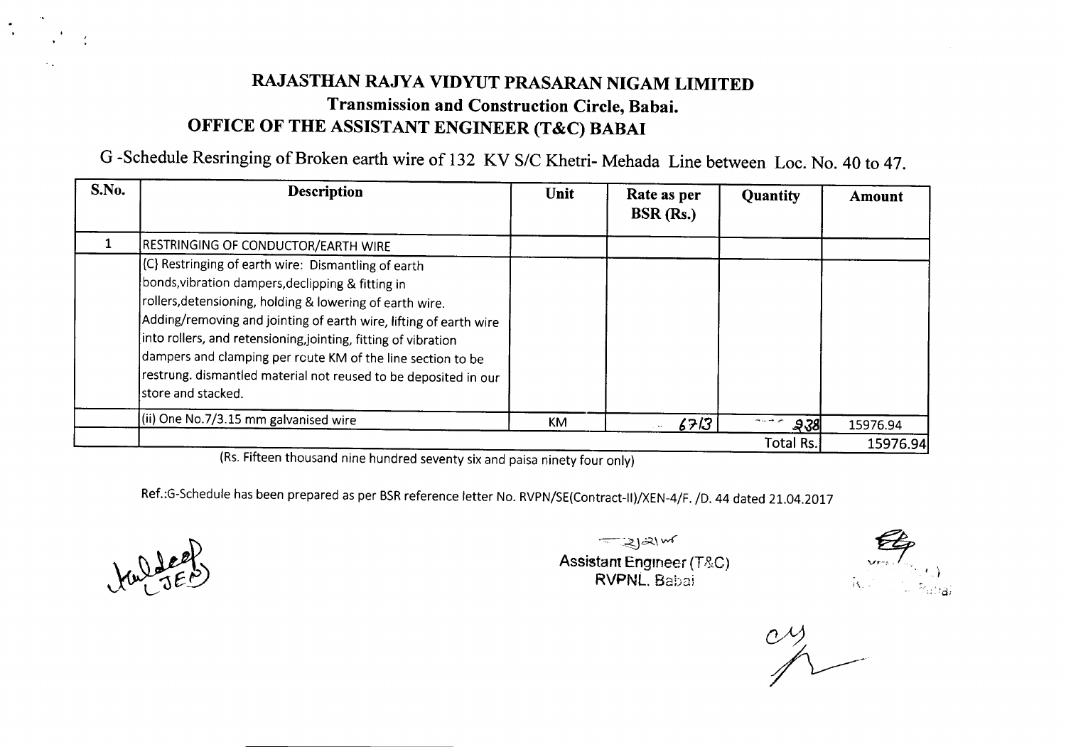# RAJASTHAN RAJYA VIDYUT PRASARAN NIGAM LIMITED

## Transmission and Construction Circle, Babai.

## OFFICE OF THE ASSISTANT ENGINEER (T&C) BABAI

G -Schedule Resringing of Broken earth wire of 132 KV S/C Khetri- Mehada Line between Loc. No. 40 to 47.

| S.No. | Description | Unit | Rate as per BSR (Rs.) | Quantity | Amount |
|---|---|---|---|---|---|
| 1 | RESTRINGING OF CONDUCTOR/EARTH WIRE | | | | |
| | {C} Restringing of earth wire: Dismantling of earth bonds,vibration dampers,declipping & fitting in rollers,detensioning, holding & lowering of earth wire. Adding/removing and jointing of earth wire, lifting of earth wire into rollers, and retensioning,jointing, fitting of vibration dampers and clamping per route KM of the line section to be restrung. dismantled material not reused to be deposited in our store and stacked. | | | | |
| | (ii) One No.7/3.15 mm galvanised wire | KM | 6713 | 2.38 | 15976.94 |
| | | | | Total Rs. | 15976.94 |

(Rs. Fifteen thousand nine hundred seventy six and paisa ninety four only)

Ref.:G-Schedule has been prepared as per BSR reference letter No. RVPN/SE(Contract-II)/XEN-4/F. /D. 44 dated 21.04.2017

Kuldeep (JEN)

Assistant Engineer (T&C)
RVPNL, Babai